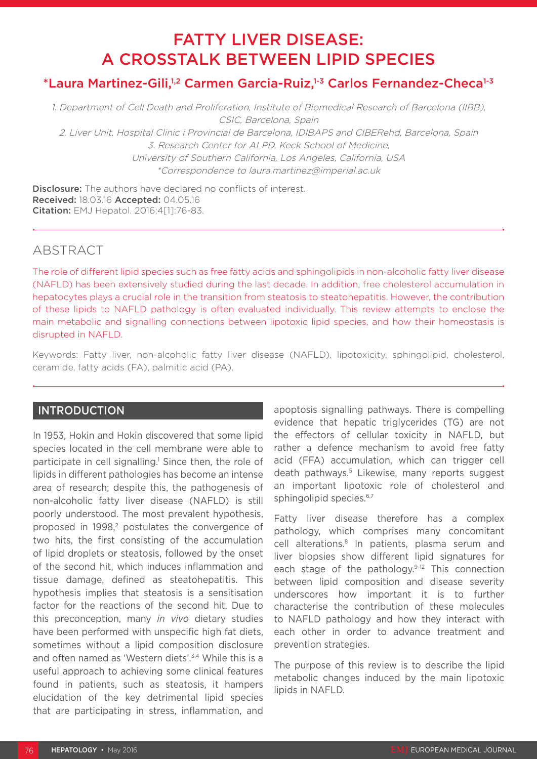# FATTY LIVER DISEASE: A CROSSTALK BETWEEN LIPID SPECIES

**\*Laura Martinez-Gili,[1,2] Carmen Garcia-Ruiz,[1-3] Carlos Fernandez-Checa[1-3]**

1. Department of Cell Death and Proliferation, Institute of Biomedical Research of Barcelona (IIBB), CSIC, Barcelona, Spain
2. Liver Unit, Hospital Clinic i Provincial de Barcelona, IDIBAPS and CIBERehd, Barcelona, Spain
3. Research Center for ALPD, Keck School of Medicine, University of Southern California, Los Angeles, California, USA

\*Correspondence to laura.martinez@imperial.ac.uk

**Disclosure:** The authors have declared no conflicts of interest.
**Received:** 18.03.16 **Accepted:** 04.05.16
**Citation:** EMJ Hepatol. 2016;4[1]:76-83.

## ABSTRACT

The role of different lipid species such as free fatty acids and sphingolipids in non-alcoholic fatty liver disease (NAFLD) has been extensively studied during the last decade. In addition, free cholesterol accumulation in hepatocytes plays a crucial role in the transition from steatosis to steatohepatitis. However, the contribution of these lipids to NAFLD pathology is often evaluated individually. This review attempts to enclose the main metabolic and signalling connections between lipotoxic lipid species, and how their homeostasis is disrupted in NAFLD.

Keywords: Fatty liver, non-alcoholic fatty liver disease (NAFLD), lipotoxicity, sphingolipid, cholesterol, ceramide, fatty acids (FA), palmitic acid (PA).

## INTRODUCTION

In 1953, Hokin and Hokin discovered that some lipid species located in the cell membrane were able to participate in cell signalling.[1] Since then, the role of lipids in different pathologies has become an intense area of research; despite this, the pathogenesis of non-alcoholic fatty liver disease (NAFLD) is still poorly understood. The most prevalent hypothesis, proposed in 1998,[2] postulates the convergence of two hits, the first consisting of the accumulation of lipid droplets or steatosis, followed by the onset of the second hit, which induces inflammation and tissue damage, defined as steatohepatitis. This hypothesis implies that steatosis is a sensitisation factor for the reactions of the second hit. Due to this preconception, many *in vivo* dietary studies have been performed with unspecific high fat diets, sometimes without a lipid composition disclosure and often named as 'Western diets'.[3,4] While this is a useful approach to achieving some clinical features found in patients, such as steatosis, it hampers elucidation of the key detrimental lipid species that are participating in stress, inflammation, and apoptosis signalling pathways. There is compelling evidence that hepatic triglycerides (TG) are not the effectors of cellular toxicity in NAFLD, but rather a defence mechanism to avoid free fatty acid (FFA) accumulation, which can trigger cell death pathways.[5] Likewise, many reports suggest an important lipotoxic role of cholesterol and sphingolipid species.[6,7]

Fatty liver disease therefore has a complex pathology, which comprises many concomitant cell alterations.[8] In patients, plasma serum and liver biopsies show different lipid signatures for each stage of the pathology.[9-12] This connection between lipid composition and disease severity underscores how important it is to further characterise the contribution of these molecules to NAFLD pathology and how they interact with each other in order to advance treatment and prevention strategies.

The purpose of this review is to describe the lipid metabolic changes induced by the main lipotoxic lipids in NAFLD.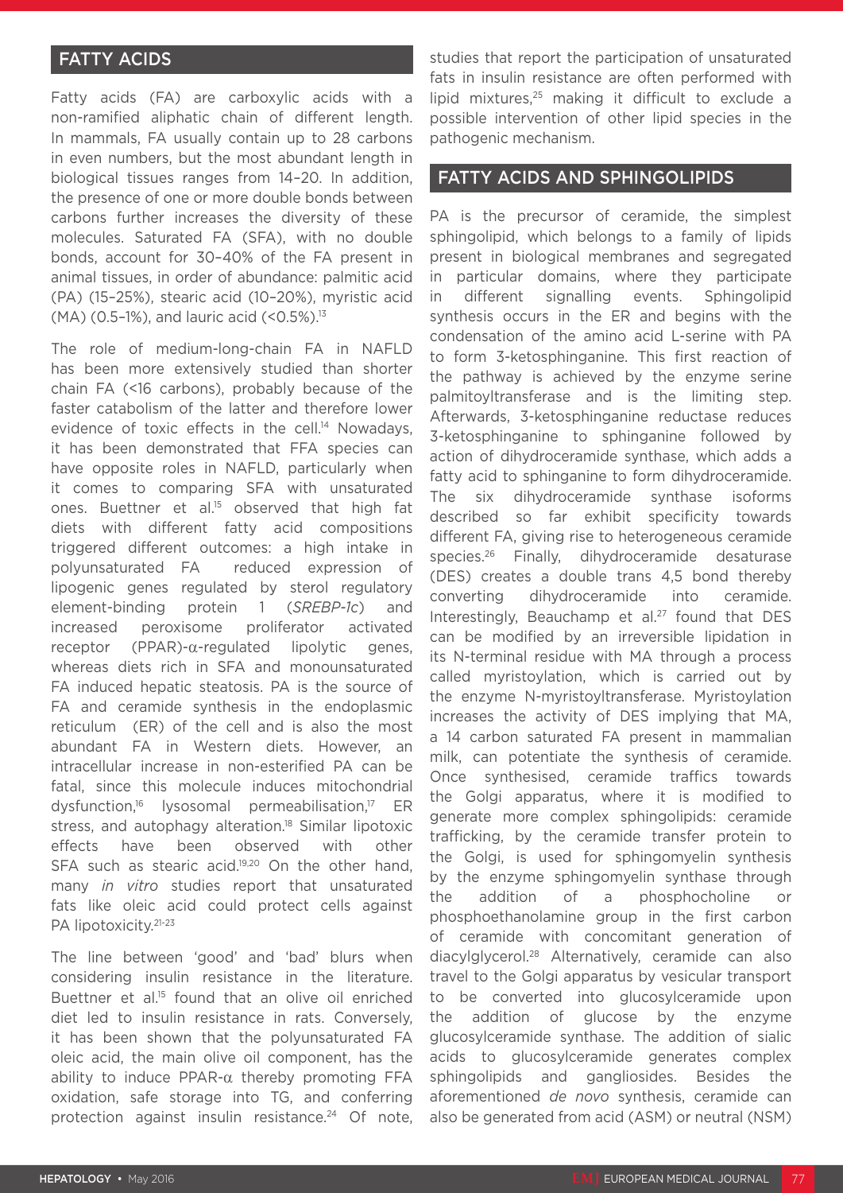## FATTY ACIDS

Fatty acids (FA) are carboxylic acids with a non-ramified aliphatic chain of different length. In mammals, FA usually contain up to 28 carbons in even numbers, but the most abundant length in biological tissues ranges from 14–20. In addition, the presence of one or more double bonds between carbons further increases the diversity of these molecules. Saturated FA (SFA), with no double bonds, account for 30–40% of the FA present in animal tissues, in order of abundance: palmitic acid (PA) (15–25%), stearic acid (10–20%), myristic acid (MA) (0.5–1%), and lauric acid (<0.5%).[13]

The role of medium-long-chain FA in NAFLD has been more extensively studied than shorter chain FA (<16 carbons), probably because of the faster catabolism of the latter and therefore lower evidence of toxic effects in the cell.[14] Nowadays, it has been demonstrated that FFA species can have opposite roles in NAFLD, particularly when it comes to comparing SFA with unsaturated ones. Buettner et al.[15] observed that high fat diets with different fatty acid compositions triggered different outcomes: a high intake in polyunsaturated FA reduced expression of lipogenic genes regulated by sterol regulatory element-binding protein 1 (*SREBP-1c*) and increased peroxisome proliferator activated receptor (PPAR)-α-regulated lipolytic genes, whereas diets rich in SFA and monounsaturated FA induced hepatic steatosis. PA is the source of FA and ceramide synthesis in the endoplasmic reticulum (ER) of the cell and is also the most abundant FA in Western diets. However, an intracellular increase in non-esterified PA can be fatal, since this molecule induces mitochondrial dysfunction,[16] lysosomal permeabilisation,[17] ER stress, and autophagy alteration.[18] Similar lipotoxic effects have been observed with other SFA such as stearic acid.[19,20] On the other hand, many *in vitro* studies report that unsaturated fats like oleic acid could protect cells against PA lipotoxicity.[21-23]

The line between 'good' and 'bad' blurs when considering insulin resistance in the literature. Buettner et al.[15] found that an olive oil enriched diet led to insulin resistance in rats. Conversely, it has been shown that the polyunsaturated FA oleic acid, the main olive oil component, has the ability to induce PPAR-α thereby promoting FFA oxidation, safe storage into TG, and conferring protection against insulin resistance.[24] Of note, studies that report the participation of unsaturated fats in insulin resistance are often performed with lipid mixtures,[25] making it difficult to exclude a possible intervention of other lipid species in the pathogenic mechanism.

## FATTY ACIDS AND SPHINGOLIPIDS

PA is the precursor of ceramide, the simplest sphingolipid, which belongs to a family of lipids present in biological membranes and segregated in particular domains, where they participate in different signalling events. Sphingolipid synthesis occurs in the ER and begins with the condensation of the amino acid L-serine with PA to form 3-ketosphinganine. This first reaction of the pathway is achieved by the enzyme serine palmitoyltransferase and is the limiting step. Afterwards, 3-ketosphinganine reductase reduces 3-ketosphinganine to sphinganine followed by action of dihydroceramide synthase, which adds a fatty acid to sphinganine to form dihydroceramide. The six dihydroceramide synthase isoforms described so far exhibit specificity towards different FA, giving rise to heterogeneous ceramide species.[26] Finally, dihydroceramide desaturase (DES) creates a double trans 4,5 bond thereby converting dihydroceramide into ceramide. Interestingly, Beauchamp et al.[27] found that DES can be modified by an irreversible lipidation in its N-terminal residue with MA through a process called myristoylation, which is carried out by the enzyme N-myristoyltransferase. Myristoylation increases the activity of DES implying that MA, a 14 carbon saturated FA present in mammalian milk, can potentiate the synthesis of ceramide. Once synthesised, ceramide traffics towards the Golgi apparatus, where it is modified to generate more complex sphingolipids: ceramide trafficking, by the ceramide transfer protein to the Golgi, is used for sphingomyelin synthesis by the enzyme sphingomyelin synthase through the addition of a phosphocholine or phosphoethanolamine group in the first carbon of ceramide with concomitant generation of diacylglycerol.[28] Alternatively, ceramide can also travel to the Golgi apparatus by vesicular transport to be converted into glucosylceramide upon the addition of glucose by the enzyme glucosylceramide synthase. The addition of sialic acids to glucosylceramide generates complex sphingolipids and gangliosides. Besides the aforementioned *de novo* synthesis, ceramide can also be generated from acid (ASM) or neutral (NSM)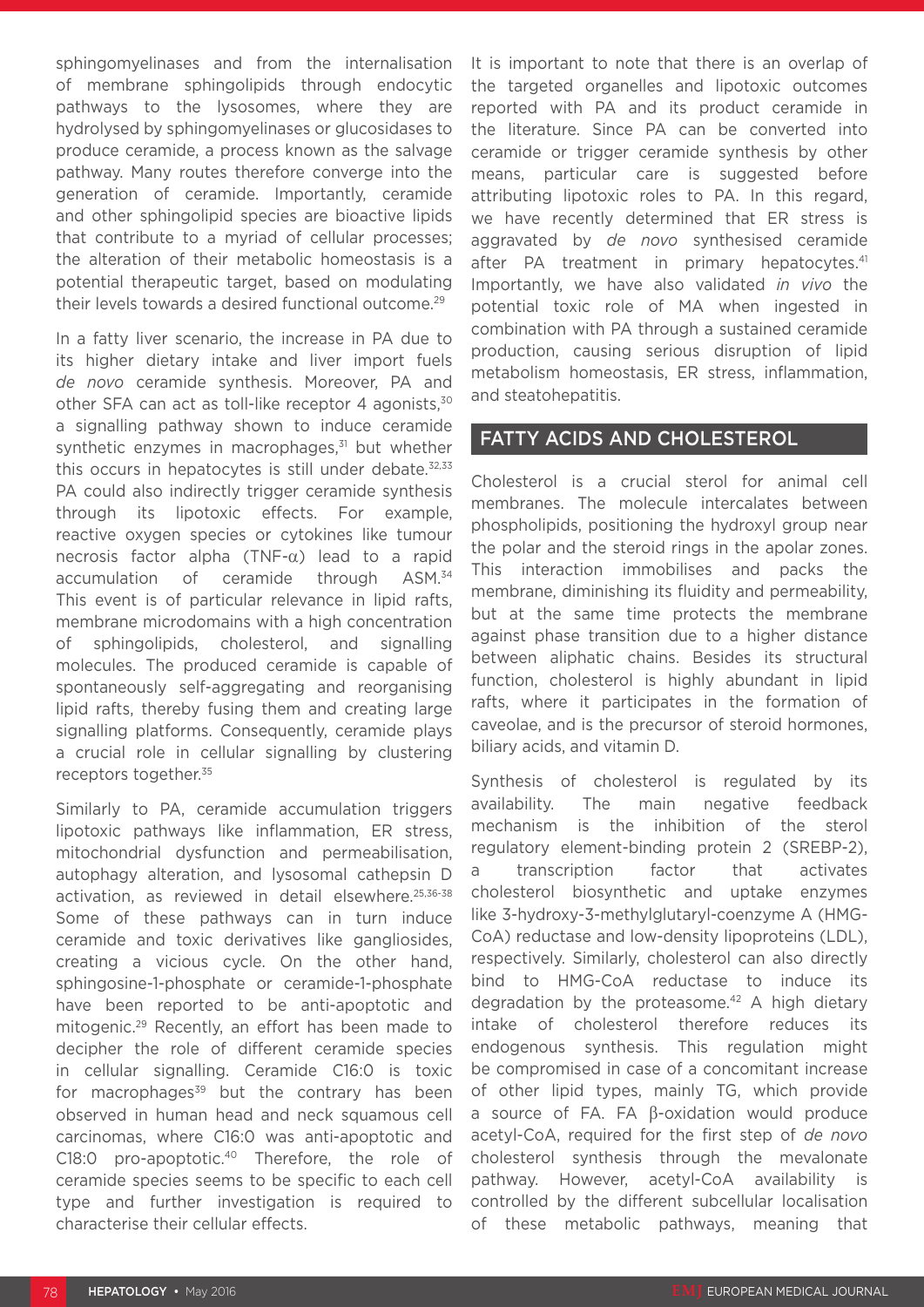sphingomyelinases and from the internalisation of membrane sphingolipids through endocytic pathways to the lysosomes, where they are hydrolysed by sphingomyelinases or glucosidases to produce ceramide, a process known as the salvage pathway. Many routes therefore converge into the generation of ceramide. Importantly, ceramide and other sphingolipid species are bioactive lipids that contribute to a myriad of cellular processes; the alteration of their metabolic homeostasis is a potential therapeutic target, based on modulating their levels towards a desired functional outcome.[29]

In a fatty liver scenario, the increase in PA due to its higher dietary intake and liver import fuels *de novo* ceramide synthesis. Moreover, PA and other SFA can act as toll-like receptor 4 agonists,[30] a signalling pathway shown to induce ceramide synthetic enzymes in macrophages,[31] but whether this occurs in hepatocytes is still under debate.[32,33] PA could also indirectly trigger ceramide synthesis through its lipotoxic effects. For example, reactive oxygen species or cytokines like tumour necrosis factor alpha (TNF-α) lead to a rapid accumulation of ceramide through ASM.[34] This event is of particular relevance in lipid rafts, membrane microdomains with a high concentration of sphingolipids, cholesterol, and signalling molecules. The produced ceramide is capable of spontaneously self-aggregating and reorganising lipid rafts, thereby fusing them and creating large signalling platforms. Consequently, ceramide plays a crucial role in cellular signalling by clustering receptors together.[35]

Similarly to PA, ceramide accumulation triggers lipotoxic pathways like inflammation, ER stress, mitochondrial dysfunction and permeabilisation, autophagy alteration, and lysosomal cathepsin D activation, as reviewed in detail elsewhere.[25,36-38] Some of these pathways can in turn induce ceramide and toxic derivatives like gangliosides, creating a vicious cycle. On the other hand, sphingosine-1-phosphate or ceramide-1-phosphate have been reported to be anti-apoptotic and mitogenic.[29] Recently, an effort has been made to decipher the role of different ceramide species in cellular signalling. Ceramide C16:0 is toxic for macrophages[39] but the contrary has been observed in human head and neck squamous cell carcinomas, where C16:0 was anti-apoptotic and C18:0 pro-apoptotic.[40] Therefore, the role of ceramide species seems to be specific to each cell type and further investigation is required to characterise their cellular effects.

It is important to note that there is an overlap of the targeted organelles and lipotoxic outcomes reported with PA and its product ceramide in the literature. Since PA can be converted into ceramide or trigger ceramide synthesis by other means, particular care is suggested before attributing lipotoxic roles to PA. In this regard, we have recently determined that ER stress is aggravated by *de novo* synthesised ceramide after PA treatment in primary hepatocytes.[41] Importantly, we have also validated *in vivo* the potential toxic role of MA when ingested in combination with PA through a sustained ceramide production, causing serious disruption of lipid metabolism homeostasis, ER stress, inflammation, and steatohepatitis.

## FATTY ACIDS AND CHOLESTEROL

Cholesterol is a crucial sterol for animal cell membranes. The molecule intercalates between phospholipids, positioning the hydroxyl group near the polar and the steroid rings in the apolar zones. This interaction immobilises and packs the membrane, diminishing its fluidity and permeability, but at the same time protects the membrane against phase transition due to a higher distance between aliphatic chains. Besides its structural function, cholesterol is highly abundant in lipid rafts, where it participates in the formation of caveolae, and is the precursor of steroid hormones, biliary acids, and vitamin D.

Synthesis of cholesterol is regulated by its availability. The main negative feedback mechanism is the inhibition of the sterol regulatory element-binding protein 2 (SREBP-2), a transcription factor that activates cholesterol biosynthetic and uptake enzymes like 3-hydroxy-3-methylglutaryl-coenzyme A (HMG-CoA) reductase and low-density lipoproteins (LDL), respectively. Similarly, cholesterol can also directly bind to HMG-CoA reductase to induce its degradation by the proteasome.[42] A high dietary intake of cholesterol therefore reduces its endogenous synthesis. This regulation might be compromised in case of a concomitant increase of other lipid types, mainly TG, which provide a source of FA. FA β-oxidation would produce acetyl-CoA, required for the first step of *de novo* cholesterol synthesis through the mevalonate pathway. However, acetyl-CoA availability is controlled by the different subcellular localisation of these metabolic pathways, meaning that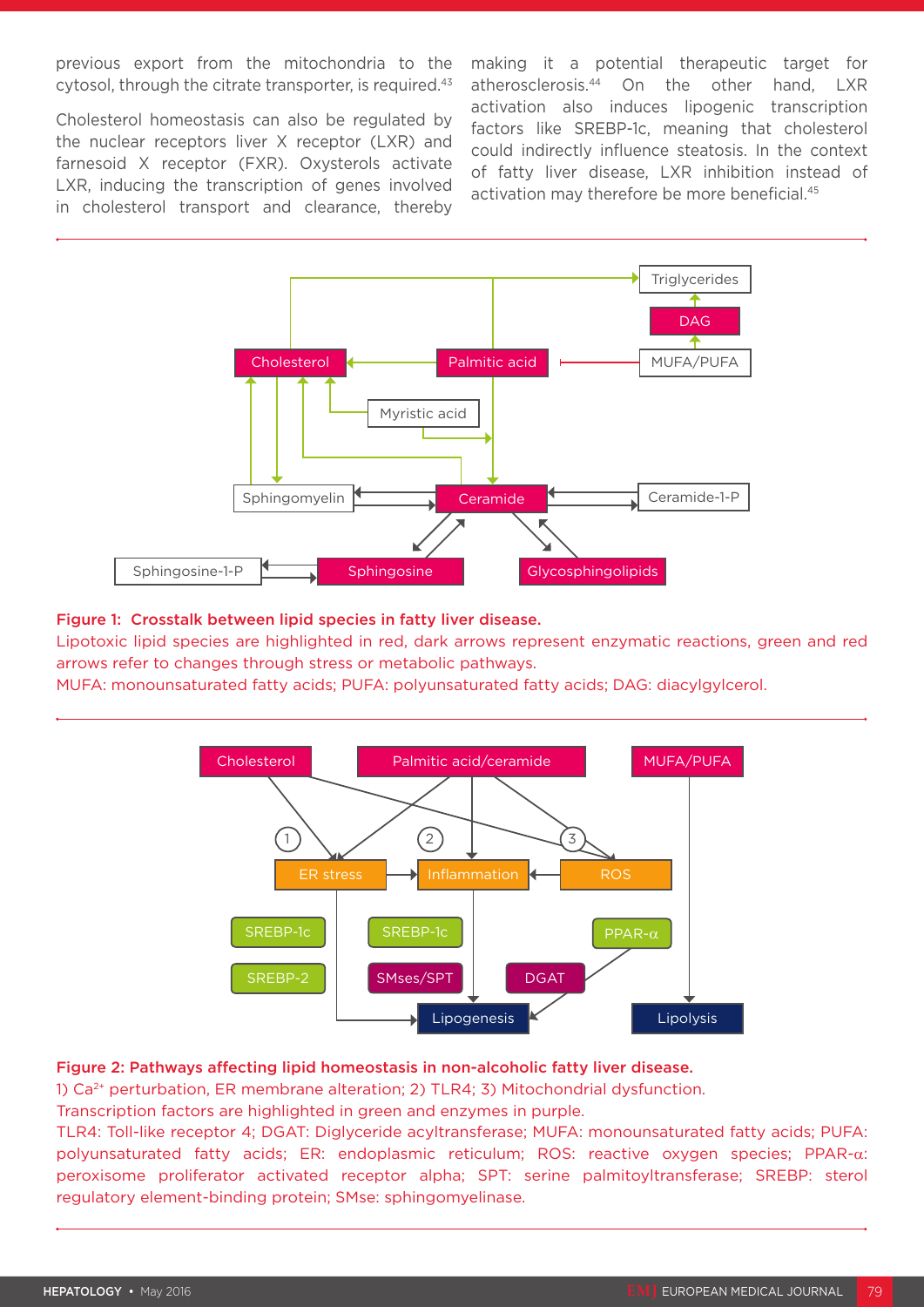previous export from the mitochondria to the cytosol, through the citrate transporter, is required.[43]

Cholesterol homeostasis can also be regulated by the nuclear receptors liver X receptor (LXR) and farnesoid X receptor (FXR). Oxysterols activate LXR, inducing the transcription of genes involved in cholesterol transport and clearance, thereby making it a potential therapeutic target for atherosclerosis.[44] On the other hand, LXR activation also induces lipogenic transcription factors like SREBP-1c, meaning that cholesterol could indirectly influence steatosis. In the context of fatty liver disease, LXR inhibition instead of activation may therefore be more beneficial.[45]

**Figure 1: Crosstalk between lipid species in fatty liver disease.**
Lipotoxic lipid species are highlighted in red, dark arrows represent enzymatic reactions, green and red arrows refer to changes through stress or metabolic pathways.
MUFA: monounsaturated fatty acids; PUFA: polyunsaturated fatty acids; DAG: diacylglycerol.

**Figure 2: Pathways affecting lipid homeostasis in non-alcoholic fatty liver disease.**
1) $Ca^{2+}$ perturbation, ER membrane alteration; 2) TLR4; 3) Mitochondrial dysfunction.
Transcription factors are highlighted in green and enzymes in purple.
TLR4: Toll-like receptor 4; DGAT: Diglyceride acyltransferase; MUFA: monounsaturated fatty acids; PUFA: polyunsaturated fatty acids; ER: endoplasmic reticulum; ROS: reactive oxygen species; PPAR-α: peroxisome proliferator activated receptor alpha; SPT: serine palmitoyltransferase; SREBP: sterol regulatory element-binding protein; SMse: sphingomyelinase.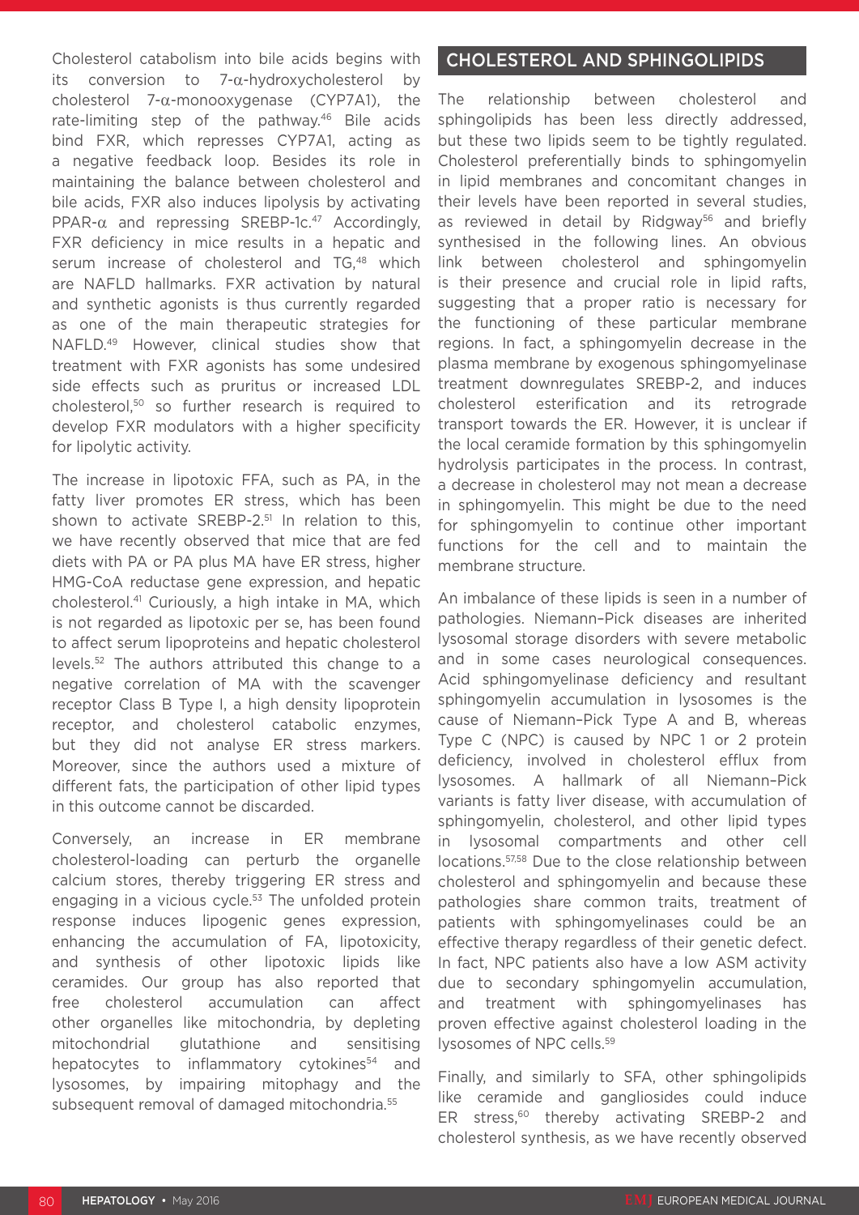Cholesterol catabolism into bile acids begins with its conversion to 7-α-hydroxycholesterol by cholesterol 7-α-monooxygenase (CYP7A1), the rate-limiting step of the pathway.[46] Bile acids bind FXR, which represses CYP7A1, acting as a negative feedback loop. Besides its role in maintaining the balance between cholesterol and bile acids, FXR also induces lipolysis by activating PPAR-α and repressing SREBP-1c.[47] Accordingly, FXR deficiency in mice results in a hepatic and serum increase of cholesterol and TG,[48] which are NAFLD hallmarks. FXR activation by natural and synthetic agonists is thus currently regarded as one of the main therapeutic strategies for NAFLD.[49] However, clinical studies show that treatment with FXR agonists has some undesired side effects such as pruritus or increased LDL cholesterol,[50] so further research is required to develop FXR modulators with a higher specificity for lipolytic activity.

The increase in lipotoxic FFA, such as PA, in the fatty liver promotes ER stress, which has been shown to activate SREBP-2.[51] In relation to this, we have recently observed that mice that are fed diets with PA or PA plus MA have ER stress, higher HMG-CoA reductase gene expression, and hepatic cholesterol.[41] Curiously, a high intake in MA, which is not regarded as lipotoxic per se, has been found to affect serum lipoproteins and hepatic cholesterol levels.[52] The authors attributed this change to a negative correlation of MA with the scavenger receptor Class B Type I, a high density lipoprotein receptor, and cholesterol catabolic enzymes, but they did not analyse ER stress markers. Moreover, since the authors used a mixture of different fats, the participation of other lipid types in this outcome cannot be discarded.

Conversely, an increase in ER membrane cholesterol-loading can perturb the organelle calcium stores, thereby triggering ER stress and engaging in a vicious cycle.[53] The unfolded protein response induces lipogenic genes expression, enhancing the accumulation of FA, lipotoxicity, and synthesis of other lipotoxic lipids like ceramides. Our group has also reported that free cholesterol accumulation can affect other organelles like mitochondria, by depleting mitochondrial glutathione and sensitising hepatocytes to inflammatory cytokines[54] and lysosomes, by impairing mitophagy and the subsequent removal of damaged mitochondria.[55]

## CHOLESTEROL AND SPHINGOLIPIDS

The relationship between cholesterol and sphingolipids has been less directly addressed, but these two lipids seem to be tightly regulated. Cholesterol preferentially binds to sphingomyelin in lipid membranes and concomitant changes in their levels have been reported in several studies, as reviewed in detail by Ridgway[56] and briefly synthesised in the following lines. An obvious link between cholesterol and sphingomyelin is their presence and crucial role in lipid rafts, suggesting that a proper ratio is necessary for the functioning of these particular membrane regions. In fact, a sphingomyelin decrease in the plasma membrane by exogenous sphingomyelinase treatment downregulates SREBP-2, and induces cholesterol esterification and its retrograde transport towards the ER. However, it is unclear if the local ceramide formation by this sphingomyelin hydrolysis participates in the process. In contrast, a decrease in cholesterol may not mean a decrease in sphingomyelin. This might be due to the need for sphingomyelin to continue other important functions for the cell and to maintain the membrane structure.

An imbalance of these lipids is seen in a number of pathologies. Niemann–Pick diseases are inherited lysosomal storage disorders with severe metabolic and in some cases neurological consequences. Acid sphingomyelinase deficiency and resultant sphingomyelin accumulation in lysosomes is the cause of Niemann–Pick Type A and B, whereas Type C (NPC) is caused by NPC 1 or 2 protein deficiency, involved in cholesterol efflux from lysosomes. A hallmark of all Niemann–Pick variants is fatty liver disease, with accumulation of sphingomyelin, cholesterol, and other lipid types in lysosomal compartments and other cell locations.[57,58] Due to the close relationship between cholesterol and sphingomyelin and because these pathologies share common traits, treatment of patients with sphingomyelinases could be an effective therapy regardless of their genetic defect. In fact, NPC patients also have a low ASM activity due to secondary sphingomyelin accumulation, and treatment with sphingomyelinases has proven effective against cholesterol loading in the lysosomes of NPC cells.[59]

Finally, and similarly to SFA, other sphingolipids like ceramide and gangliosides could induce ER stress,[60] thereby activating SREBP-2 and cholesterol synthesis, as we have recently observed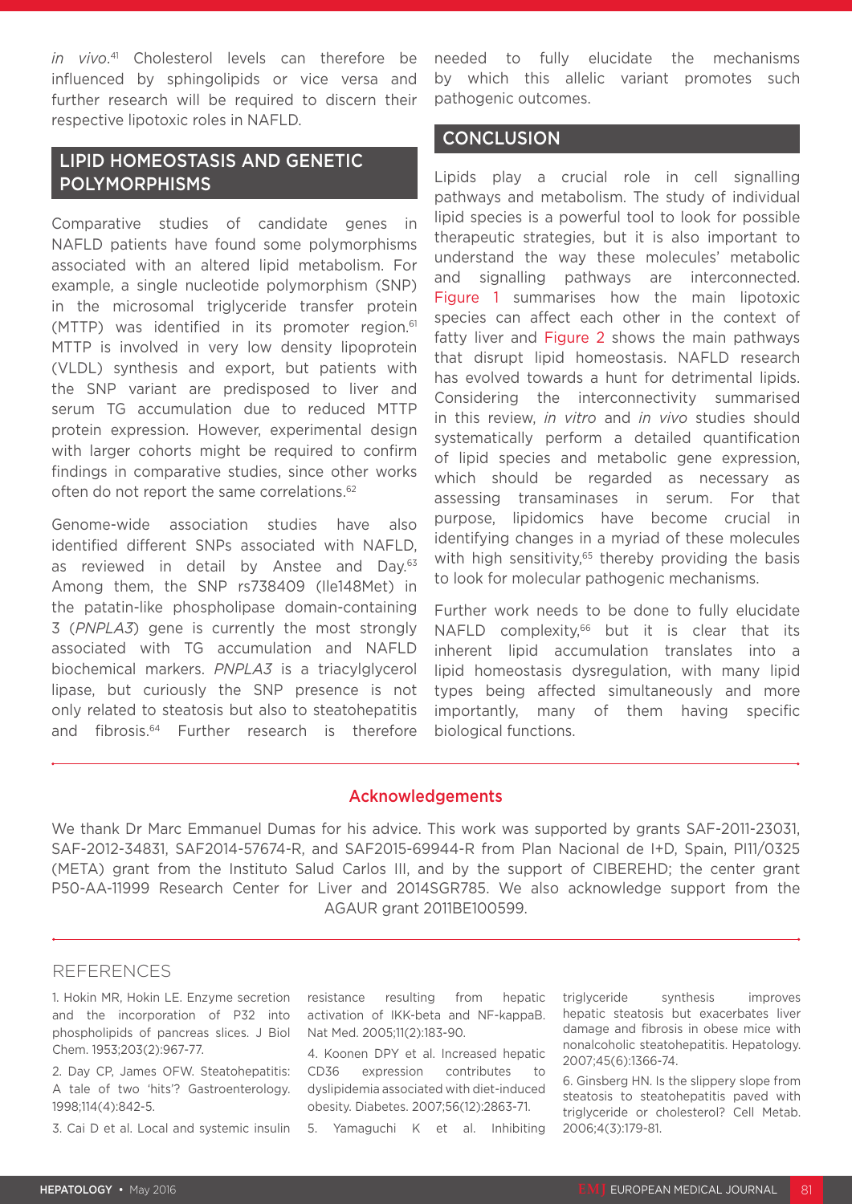*in vivo*.[41] Cholesterol levels can therefore be influenced by sphingolipids or vice versa and further research will be required to discern their respective lipotoxic roles in NAFLD.

## LIPID HOMEOSTASIS AND GENETIC POLYMORPHISMS

Comparative studies of candidate genes in NAFLD patients have found some polymorphisms associated with an altered lipid metabolism. For example, a single nucleotide polymorphism (SNP) in the microsomal triglyceride transfer protein (MTTP) was identified in its promoter region.[61] MTTP is involved in very low density lipoprotein (VLDL) synthesis and export, but patients with the SNP variant are predisposed to liver and serum TG accumulation due to reduced MTTP protein expression. However, experimental design with larger cohorts might be required to confirm findings in comparative studies, since other works often do not report the same correlations.[62]

Genome-wide association studies have also identified different SNPs associated with NAFLD, as reviewed in detail by Anstee and Day.[63] Among them, the SNP rs738409 (Ile148Met) in the patatin-like phospholipase domain-containing 3 (*PNPLA3*) gene is currently the most strongly associated with TG accumulation and NAFLD biochemical markers. *PNPLA3* is a triacylglycerol lipase, but curiously the SNP presence is not only related to steatosis but also to steatohepatitis and fibrosis.[64] Further research is therefore needed to fully elucidate the mechanisms by which this allelic variant promotes such pathogenic outcomes.

## CONCLUSION

Lipids play a crucial role in cell signalling pathways and metabolism. The study of individual lipid species is a powerful tool to look for possible therapeutic strategies, but it is also important to understand the way these molecules' metabolic and signalling pathways are interconnected. Figure 1 summarises how the main lipotoxic species can affect each other in the context of fatty liver and Figure 2 shows the main pathways that disrupt lipid homeostasis. NAFLD research has evolved towards a hunt for detrimental lipids. Considering the interconnectivity summarised in this review, *in vitro* and *in vivo* studies should systematically perform a detailed quantification of lipid species and metabolic gene expression, which should be regarded as necessary as assessing transaminases in serum. For that purpose, lipidomics have become crucial in identifying changes in a myriad of these molecules with high sensitivity,[65] thereby providing the basis to look for molecular pathogenic mechanisms.

Further work needs to be done to fully elucidate NAFLD complexity,[66] but it is clear that its inherent lipid accumulation translates into a lipid homeostasis dysregulation, with many lipid types being affected simultaneously and more importantly, many of them having specific biological functions.

### Acknowledgements

We thank Dr Marc Emmanuel Dumas for his advice. This work was supported by grants SAF-2011-23031, SAF-2012-34831, SAF2014-57674-R, and SAF2015-69944-R from Plan Nacional de I+D, Spain, PI11/0325 (META) grant from the Instituto Salud Carlos III, and by the support of CIBEREHD; the center grant P50-AA-11999 Research Center for Liver and 2014SGR785. We also acknowledge support from the AGAUR grant 2011BE100599.

## REFERENCES

1. Hokin MR, Hokin LE. Enzyme secretion and the incorporation of P32 into phospholipids of pancreas slices. J Biol Chem. 1953;203(2):967-77.
2. Day CP, James OFW. Steatohepatitis: A tale of two 'hits'? Gastroenterology. 1998;114(4):842-5.
3. Cai D et al. Local and systemic insulin resistance resulting from hepatic activation of IKK-beta and NF-kappaB. Nat Med. 2005;11(2):183-90.
4. Koonen DPY et al. Increased hepatic CD36 expression contributes to dyslipidemia associated with diet-induced obesity. Diabetes. 2007;56(12):2863-71.
5. Yamaguchi K et al. Inhibiting triglyceride synthesis improves hepatic steatosis but exacerbates liver damage and fibrosis in obese mice with nonalcoholic steatohepatitis. Hepatology. 2007;45(6):1366-74.
6. Ginsberg HN. Is the slippery slope from steatosis to steatohepatitis paved with triglyceride or cholesterol? Cell Metab. 2006;4(3):179-81.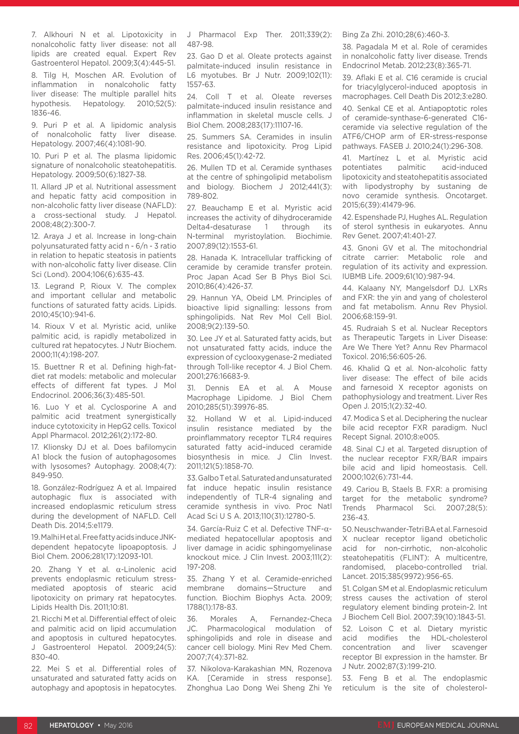7. Alkhouri N et al. Lipotoxicity in nonalcoholic fatty liver disease: not all lipids are created equal. Expert Rev Gastroenterol Hepatol. 2009;3(4):445-51.

8. Tilg H, Moschen AR. Evolution of inflammation in nonalcoholic fatty liver disease: The multiple parallel hits hypothesis. Hepatology. 2010;52(5):1836-46.

9. Puri P et al. A lipidomic analysis of nonalcoholic fatty liver disease. Hepatology. 2007;46(4):1081-90.

10. Puri P et al. The plasma lipidomic signature of nonalcoholic steatohepatitis. Hepatology. 2009;50(6):1827-38.

11. Allard JP et al. Nutritional assessment and hepatic fatty acid composition in non-alcoholic fatty liver disease (NAFLD): a cross-sectional study. J Hepatol. 2008;48(2):300-7.

12. Araya J et al. Increase in long-chain polyunsaturated fatty acid n - 6/n - 3 ratio in relation to hepatic steatosis in patients with non-alcoholic fatty liver disease. Clin Sci (Lond). 2004;106(6):635-43.

13. Legrand P, Rioux V. The complex and important cellular and metabolic functions of saturated fatty acids. Lipids. 2010;45(10):941-6.

14. Rioux V et al. Myristic acid, unlike palmitic acid, is rapidly metabolized in cultured rat hepatocytes. J Nutr Biochem. 2000;11(4):198-207.

15. Buettner R et al. Defining high-fat-diet rat models: metabolic and molecular effects of different fat types. J Mol Endocrinol. 2006;36(3):485-501.

16. Luo Y et al. Cyclosporine A and palmitic acid treatment synergistically induce cytotoxicity in HepG2 cells. Toxicol Appl Pharmacol. 2012;261(2):172-80.

17. Klionsky DJ et al. Does bafilomycin A1 block the fusion of autophagosomes with lysosomes? Autophagy. 2008;4(7):849-950.

18. González-Rodríguez A et al. Impaired autophagic flux is associated with increased endoplasmic reticulum stress during the development of NAFLD. Cell Death Dis. 2014;5:e1179.

19. Malhi H et al. Free fatty acids induce JNK-dependent hepatocyte lipoapoptosis. J Biol Chem. 2006;281(17):12093-101.

20. Zhang Y et al. α-Linolenic acid prevents endoplasmic reticulum stress-mediated apoptosis of stearic acid lipotoxicity on primary rat hepatocytes. Lipids Health Dis. 2011;10:81.

21. Ricchi M et al. Differential effect of oleic and palmitic acid on lipid accumulation and apoptosis in cultured hepatocytes. J Gastroenterol Hepatol. 2009;24(5):830-40.

22. Mei S et al. Differential roles of unsaturated and saturated fatty acids on autophagy and apoptosis in hepatocytes. J Pharmacol Exp Ther. 2011;339(2):487-98.

23. Gao D et al. Oleate protects against palmitate-induced insulin resistance in L6 myotubes. Br J Nutr. 2009;102(11):1557-63.

24. Coll T et al. Oleate reverses palmitate-induced insulin resistance and inflammation in skeletal muscle cells. J Biol Chem. 2008;283(17):11107-16.

25. Summers SA. Ceramides in insulin resistance and lipotoxicity. Prog Lipid Res. 2006;45(1):42-72.

26. Mullen TD et al. Ceramide synthases at the centre of sphingolipid metabolism and biology. Biochem J 2012;441(3):789-802.

27. Beauchamp E et al. Myristic acid increases the activity of dihydroceramide Delta4-desaturase 1 through its N-terminal myristoylation. Biochimie. 2007;89(12):1553-61.

28. Hanada K. Intracellular trafficking of ceramide by ceramide transfer protein. Proc Japan Acad Ser B Phys Biol Sci. 2010;86(4):426-37.

29. Hannun YA, Obeid LM. Principles of bioactive lipid signalling: lessons from sphingolipids. Nat Rev Mol Cell Biol. 2008;9(2):139-50.

30. Lee JY et al. Saturated fatty acids, but not unsaturated fatty acids, induce the expression of cyclooxygenase-2 mediated through Toll-like receptor 4. J Biol Chem. 2001;276:16683-9.

31. Dennis EA et al. A Mouse Macrophage Lipidome. J Biol Chem 2010;285(51):39976-85.

32. Holland W et al. Lipid-induced insulin resistance mediated by the proinflammatory receptor TLR4 requires saturated fatty acid–induced ceramide biosynthesis in mice. J Clin Invest. 2011;121(5):1858-70.

33. Galbo T et al. Saturated and unsaturated fat induce hepatic insulin resistance independently of TLR-4 signaling and ceramide synthesis in vivo. Proc Natl Acad Sci U S A. 2013;110(31):12780-5.

34. García-Ruiz C et al. Defective TNF-α-mediated hepatocellular apoptosis and liver damage in acidic sphingomyelinase knockout mice. J Clin Invest. 2003;111(2):197-208.

35. Zhang Y et al. Ceramide-enriched membrane domains—Structure and function. Biochim Biophys Acta. 2009;1788(1):178-83.

36. Morales A, Fernandez-Checa JC. Pharmacological modulation of sphingolipids and role in disease and cancer cell biology. Mini Rev Med Chem. 2007;7(4):371-82.

37. Nikolova-Karakashian MN, Rozenova KA. [Ceramide in stress response]. Zhonghua Lao Dong Wei Sheng Zhi Ye Bing Za Zhi. 2010;28(6):460-3.

38. Pagadala M et al. Role of ceramides in nonalcoholic fatty liver disease. Trends Endocrinol Metab. 2012;23(8):365-71.

39. Aflaki E et al. C16 ceramide is crucial for triacylglycerol-induced apoptosis in macrophages. Cell Death Dis 2012;3:e280.

40. Senkal CE et al. Antiapoptotic roles of ceramide-synthase-6-generated C16-ceramide via selective regulation of the ATF6/CHOP arm of ER-stress-response pathways. FASEB J. 2010;24(1):296-308.

41. Martínez L et al. Myristic acid potentiates palmitic acid-induced lipotoxicity and steatohepatitis associated with lipodystrophy by sustaning de novo ceramide synthesis. Oncotarget. 2015;6(39):41479-96.

42. Espenshade PJ, Hughes AL. Regulation of sterol synthesis in eukaryotes. Annu Rev Genet. 2007;41:401-27.

43. Gnoni GV et al. The mitochondrial citrate carrier: Metabolic role and regulation of its activity and expression. IUBMB Life. 2009;61(10):987-94.

44. Kalaany NY, Mangelsdorf DJ. LXRs and FXR: the yin and yang of cholesterol and fat metabolism. Annu Rev Physiol. 2006;68:159-91.

45. Rudraiah S et al. Nuclear Receptors as Therapeutic Targets in Liver Disease: Are We There Yet? Annu Rev Pharmacol Toxicol. 2016;56:605-26.

46. Khalid Q et al. Non-alcoholic fatty liver disease: The effect of bile acids and farnesoid X receptor agonists on pathophysiology and treatment. Liver Res Open J. 2015;1(2):32-40.

47. Modica S et al. Deciphering the nuclear bile acid receptor FXR paradigm. Nucl Recept Signal. 2010;8:e005.

48. Sinal CJ et al. Targeted disruption of the nuclear receptor FXR/BAR impairs bile acid and lipid homeostasis. Cell. 2000;102(6):731-44.

49. Cariou B, Staels B. FXR: a promising target for the metabolic syndrome? Trends Pharmacol Sci. 2007;28(5):236-43.

50. Neuschwander-Tetri BA et al. Farnesoid X nuclear receptor ligand obeticholic acid for non-cirrhotic, non-alcoholic steatohepatitis (FLINT): A multicentre, randomised, placebo-controlled trial. Lancet. 2015;385(9972):956-65.

51. Colgan SM et al. Endoplasmic reticulum stress causes the activation of sterol regulatory element binding protein-2. Int J Biochem Cell Biol. 2007;39(10):1843-51.

52. Loison C et al. Dietary myristic acid modifies the HDL-cholesterol concentration and liver scavenger receptor BI expression in the hamster. Br J Nutr. 2002;87(3):199-210.

53. Feng B et al. The endoplasmic reticulum is the site of cholesterol-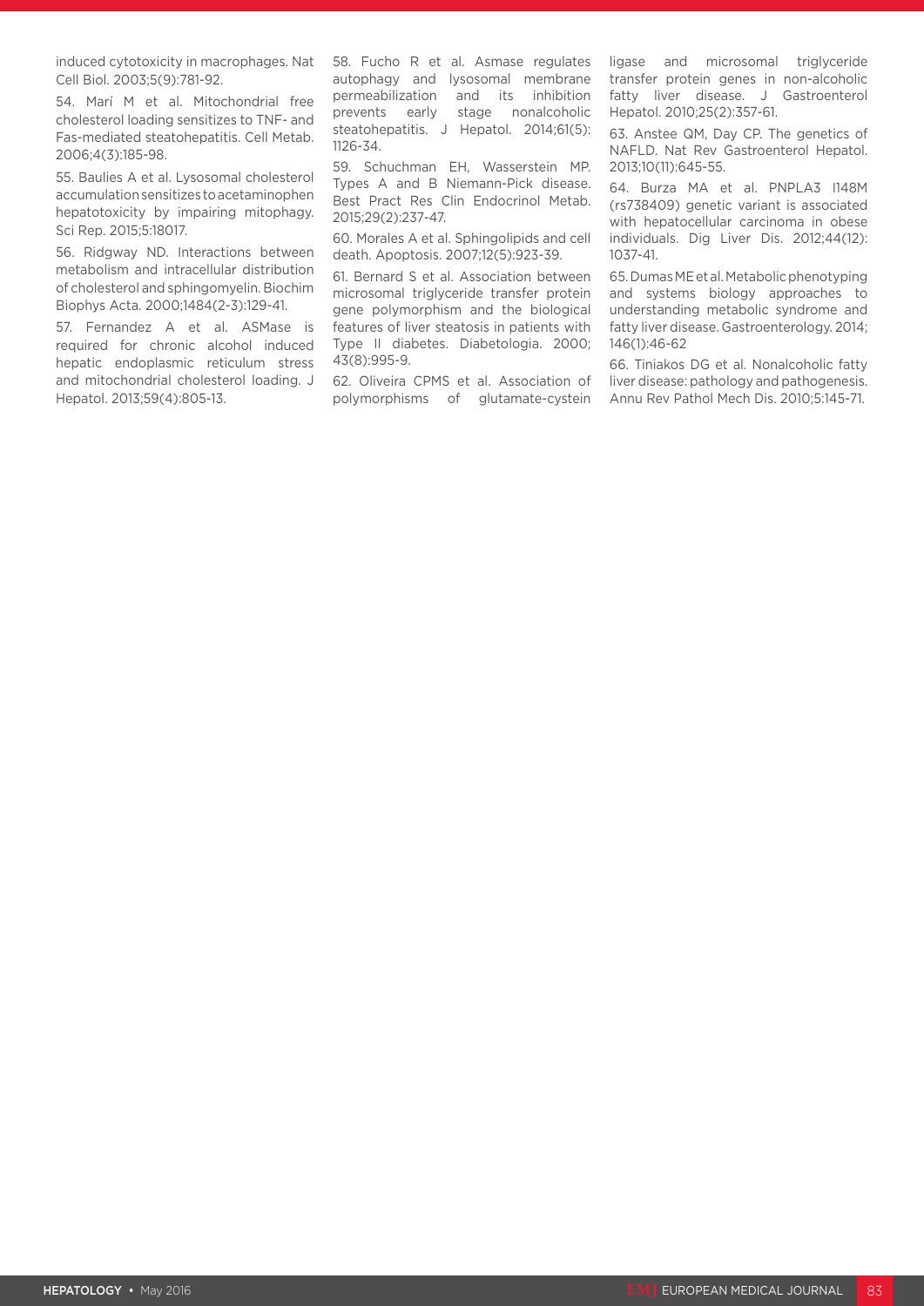induced cytotoxicity in macrophages. Nat Cell Biol. 2003;5(9):781-92.

54. Marí M et al. Mitochondrial free cholesterol loading sensitizes to TNF- and Fas-mediated steatohepatitis. Cell Metab. 2006;4(3):185-98.

55. Baulies A et al. Lysosomal cholesterol accumulation sensitizes to acetaminophen hepatotoxicity by impairing mitophagy. Sci Rep. 2015;5:18017.

56. Ridgway ND. Interactions between metabolism and intracellular distribution of cholesterol and sphingomyelin. Biochim Biophys Acta. 2000;1484(2-3):129-41.

57. Fernandez A et al. ASMase is required for chronic alcohol induced hepatic endoplasmic reticulum stress and mitochondrial cholesterol loading. J Hepatol. 2013;59(4):805-13.

58. Fucho R et al. Asmase regulates autophagy and lysosomal membrane permeabilization and its inhibition prevents early stage nonalcoholic steatohepatitis. J Hepatol. 2014;61(5): 1126-34.

59. Schuchman EH, Wasserstein MP. Types A and B Niemann-Pick disease. Best Pract Res Clin Endocrinol Metab. 2015;29(2):237-47.

60. Morales A et al. Sphingolipids and cell death. Apoptosis. 2007;12(5):923-39.

61. Bernard S et al. Association between microsomal triglyceride transfer protein gene polymorphism and the biological features of liver steatosis in patients with Type II diabetes. Diabetologia. 2000; 43(8):995-9.

62. Oliveira CPMS et al. Association of polymorphisms of glutamate-cystein ligase and microsomal triglyceride transfer protein genes in non-alcoholic fatty liver disease. J Gastroenterol Hepatol. 2010;25(2):357-61.

63. Anstee QM, Day CP. The genetics of NAFLD. Nat Rev Gastroenterol Hepatol. 2013;10(11):645-55.

64. Burza MA et al. PNPLA3 I148M (rs738409) genetic variant is associated with hepatocellular carcinoma in obese individuals. Dig Liver Dis. 2012;44(12): 1037-41.

65. Dumas ME et al. Metabolic phenotyping and systems biology approaches to understanding metabolic syndrome and fatty liver disease. Gastroenterology. 2014; 146(1):46-62

66. Tiniakos DG et al. Nonalcoholic fatty liver disease: pathology and pathogenesis. Annu Rev Pathol Mech Dis. 2010;5:145-71.